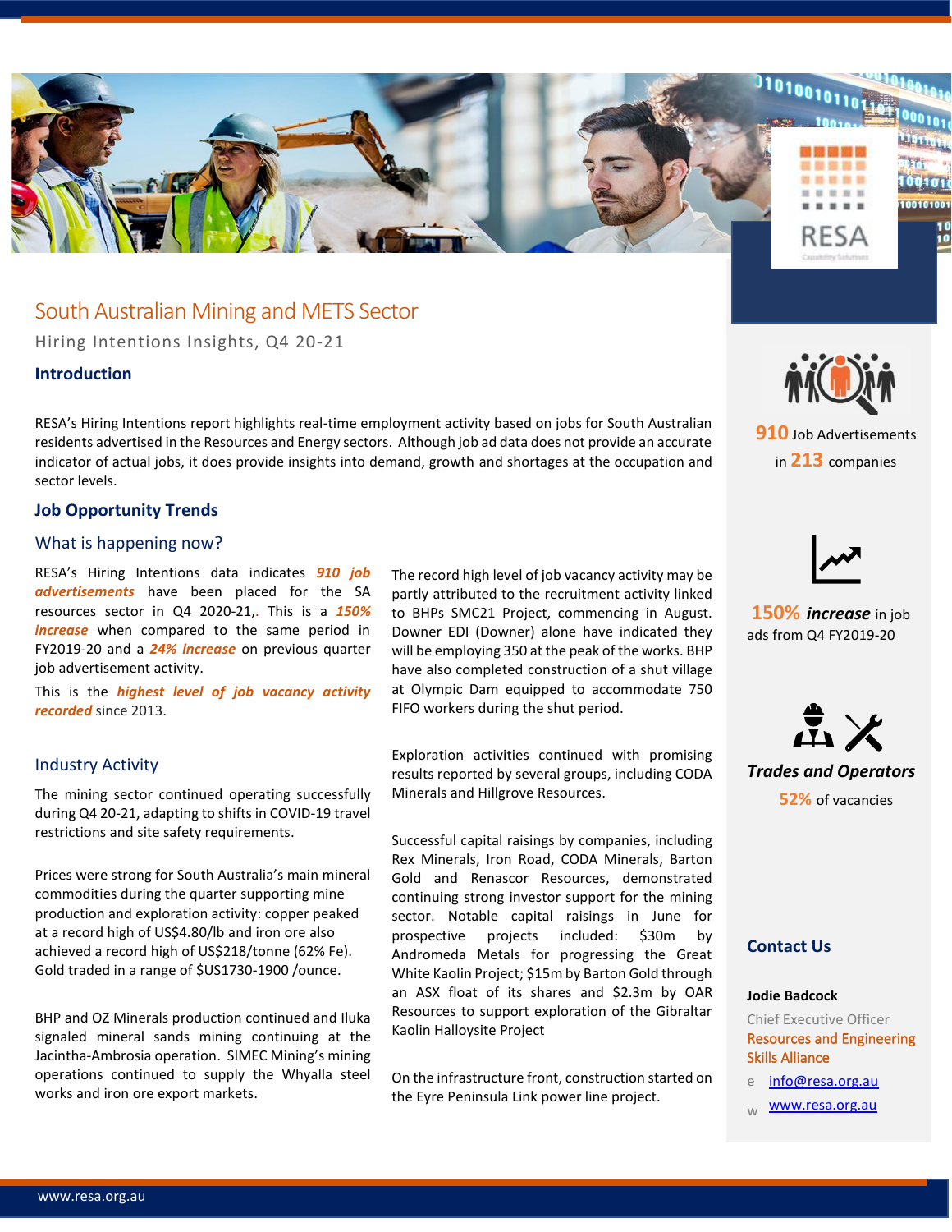# South Australian Mining and METS Sector

Hiring Intentions Insights, Q4 20-21

## Introduction

RESA's Hiring Intentions report highlights real-time employment activity based on jobs for South Australian residents advertised in the Resources and Energy sectors. Although job ad data does not provide an accurate indicator of actual jobs, it does provide insights into demand, growth and shortages at the occupation and sector levels.

## Job Opportunity Trends

### What is happening now?

RESA's Hiring Intentions data indicates ***910 job advertisements*** have been placed for the SA resources sector in Q4 2020-21,. This is a ***150% increase*** when compared to the same period in FY2019-20 and a ***24% increase*** on previous quarter job advertisement activity.

This is the ***highest level of job vacancy activity recorded*** since 2013.

The record high level of job vacancy activity may be partly attributed to the recruitment activity linked to BHPs SMC21 Project, commencing in August. Downer EDI (Downer) alone have indicated they will be employing 350 at the peak of the works. BHP have also completed construction of a shut village at Olympic Dam equipped to accommodate 750 FIFO workers during the shut period.

### Industry Activity

The mining sector continued operating successfully during Q4 20-21, adapting to shifts in COVID-19 travel restrictions and site safety requirements.

Prices were strong for South Australia's main mineral commodities during the quarter supporting mine production and exploration activity: copper peaked at a record high of US$4.80/lb and iron ore also achieved a record high of US$218/tonne (62% Fe). Gold traded in a range of $US1730-1900 /ounce.

BHP and OZ Minerals production continued and Iluka signaled mineral sands mining continuing at the Jacintha-Ambrosia operation. SIMEC Mining's mining operations continued to supply the Whyalla steel works and iron ore export markets.

Exploration activities continued with promising results reported by several groups, including CODA Minerals and Hillgrove Resources.

Successful capital raisings by companies, including Rex Minerals, Iron Road, CODA Minerals, Barton Gold and Renascor Resources, demonstrated continuing strong investor support for the mining sector. Notable capital raisings in June for prospective projects included: $30m by Andromeda Metals for progressing the Great White Kaolin Project; $15m by Barton Gold through an ASX float of its shares and $2.3m by OAR Resources to support exploration of the Gibraltar Kaolin Halloysite Project

On the infrastructure front, construction started on the Eyre Peninsula Link power line project.

**910** Job Advertisements in **213** companies

**150%** ***increase*** in job ads from Q4 FY2019-20

***Trades and Operators***

**52%** of vacancies

### Contact Us

**Jodie Badcock**

Chief Executive Officer

Resources and Engineering Skills Alliance

e info@resa.org.au

w www.resa.org.au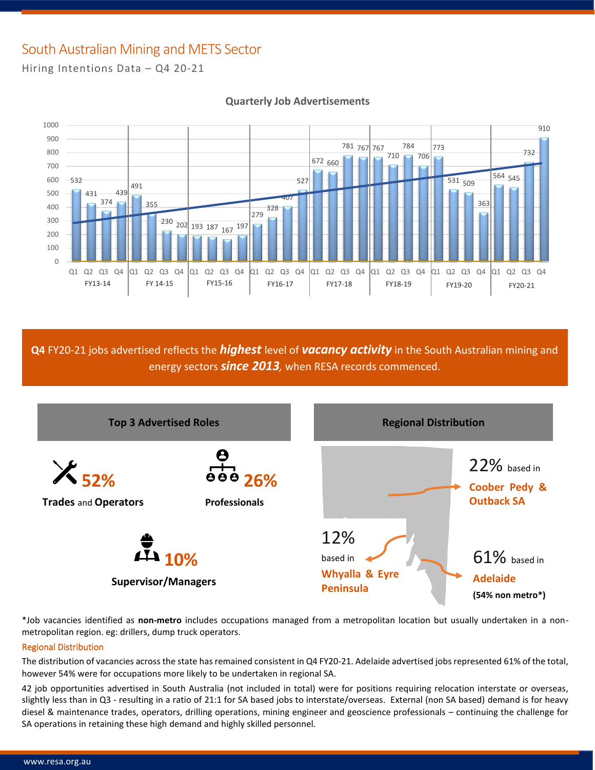# South Australian Mining and METS Sector

Hiring Intentions Data – Q4 20-21

**Quarterly Job Advertisements**

| FY | Q1 | Q2 | Q3 | Q4 |
|---|---|---|---|---|
| FY13-14 | 532 | 431 | 374 | 439 |
| FY 14-15 | 491 | 355 | 230 | 202 |
| FY15-16 | 193 | 187 | 167 | 197 |
| FY16-17 | 279 | 328 | 407 | 527 |
| FY17-18 | 672 | 660 | 781 | 767 |
| FY18-19 | 767 | 710 | 784 | 706 |
| FY19-20 | 773 | 531 | 509 | 363 |
| FY20-21 | 564 | 545 | 732 | 910 |

**Q4** FY20-21 jobs advertised reflects the ***highest*** level of ***vacancy activity*** in the South Australian mining and energy sectors ***since 2013***, when RESA records commenced.

## Top 3 Advertised Roles

- **52%** — **Trades** and **Operators**
- **26%** — **Professionals**
- **10%** — **Supervisor/Managers**

## Regional Distribution

- 22% based in **Coober Pedy & Outback SA**
- 12% based in **Whyalla & Eyre Peninsula**
- 61% based in **Adelaide** **(54% non metro*)**

*Job vacancies identified as **non-metro** includes occupations managed from a metropolitan location but usually undertaken in a non-metropolitan region. eg: drillers, dump truck operators.

## Regional Distribution

The distribution of vacancies across the state has remained consistent in Q4 FY20-21. Adelaide advertised jobs represented 61% of the total, however 54% were for occupations more likely to be undertaken in regional SA.

42 job opportunities advertised in South Australia (not included in total) were for positions requiring relocation interstate or overseas, slightly less than in Q3 - resulting in a ratio of 21:1 for SA based jobs to interstate/overseas. External (non SA based) demand is for heavy diesel & maintenance trades, operators, drilling operations, mining engineer and geoscience professionals – continuing the challenge for SA operations in retaining these high demand and highly skilled personnel.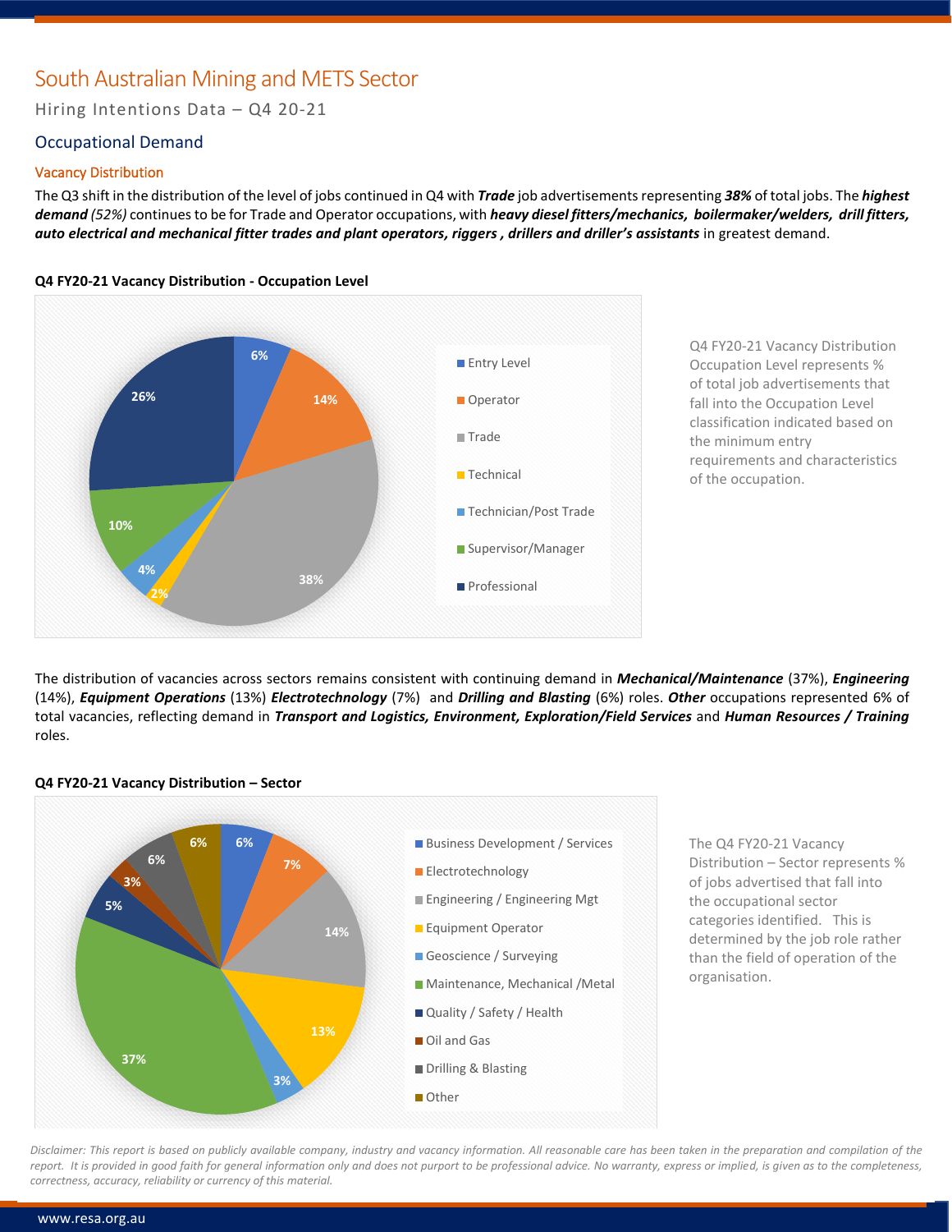# South Australian Mining and METS Sector

Hiring Intentions Data – Q4 20-21

## Occupational Demand

### Vacancy Distribution

The Q3 shift in the distribution of the level of jobs continued in Q4 with ***Trade*** job advertisements representing ***38%*** of total jobs. The ***highest demand*** *(52%)* continues to be for Trade and Operator occupations, with ***heavy diesel fitters/mechanics, boilermaker/welders, drill fitters, auto electrical and mechanical fitter trades and plant operators, riggers , drillers and driller's assistants*** in greatest demand.

**Q4 FY20-21 Vacancy Distribution - Occupation Level**

6%
14%
38%
2%
4%
10%
26%

Entry Level
Operator
Trade
Technical
Technician/Post Trade
Supervisor/Manager
Professional

Q4 FY20-21 Vacancy Distribution Occupation Level represents % of total job advertisements that fall into the Occupation Level classification indicated based on the minimum entry requirements and characteristics of the occupation.

The distribution of vacancies across sectors remains consistent with continuing demand in ***Mechanical/Maintenance*** (37%), ***Engineering*** (14%), ***Equipment Operations*** (13%) ***Electrotechnology*** (7%) and ***Drilling and Blasting*** (6%) roles. ***Other*** occupations represented 6% of total vacancies, reflecting demand in ***Transport and Logistics, Environment, Exploration/Field Services*** and ***Human Resources / Training*** roles.

**Q4 FY20-21 Vacancy Distribution – Sector**

6%
7%
14%
13%
3%
37%
5%
3%
6%
6%

Business Development / Services
Electrotechnology
Engineering / Engineering Mgt
Equipment Operator
Geoscience / Surveying
Maintenance, Mechanical /Metal
Quality / Safety / Health
Oil and Gas
Drilling & Blasting
Other

The Q4 FY20-21 Vacancy Distribution – Sector represents % of jobs advertised that fall into the occupational sector categories identified. This is determined by the job role rather than the field of operation of the organisation.

*Disclaimer: This report is based on publicly available company, industry and vacancy information. All reasonable care has been taken in the preparation and compilation of the report. It is provided in good faith for general information only and does not purport to be professional advice. No warranty, express or implied, is given as to the completeness, correctness, accuracy, reliability or currency of this material.*

www.resa.org.au